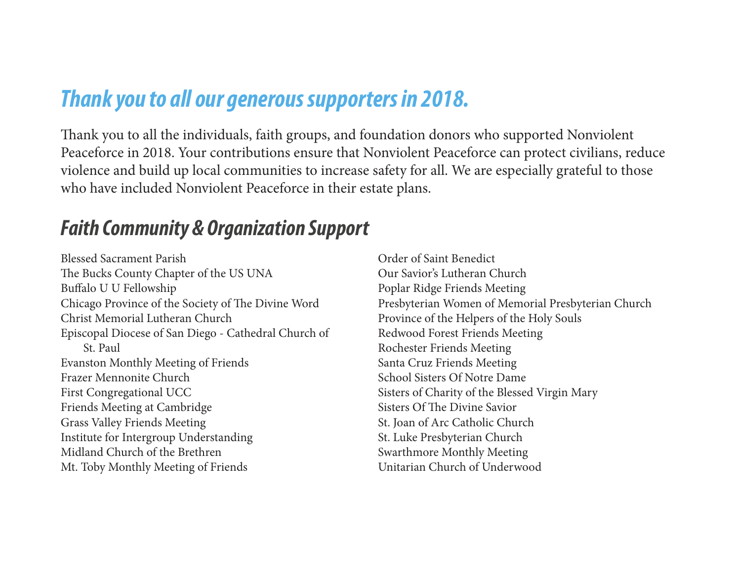## Thank you to all our generous supporters in 2018.

Thank you to all the individuals, faith groups, and foundation donors who supported Nonviolent Peaceforce in 2018. Your contributions ensure that Nonviolent Peaceforce can protect civilians, reduce violence and build up local communities to increase safety for all. We are especially grateful to those who have included Nonviolent Peaceforce in their estate plans.

## Faith Community & Organization Support

Blessed Sacrament Parish
The Bucks County Chapter of the US UNA
Buffalo U U Fellowship
Chicago Province of the Society of The Divine Word
Christ Memorial Lutheran Church
Episcopal Diocese of San Diego - Cathedral Church of St. Paul
Evanston Monthly Meeting of Friends
Frazer Mennonite Church
First Congregational UCC
Friends Meeting at Cambridge
Grass Valley Friends Meeting
Institute for Intergroup Understanding
Midland Church of the Brethren
Mt. Toby Monthly Meeting of Friends
Order of Saint Benedict
Our Savior's Lutheran Church
Poplar Ridge Friends Meeting
Presbyterian Women of Memorial Presbyterian Church
Province of the Helpers of the Holy Souls
Redwood Forest Friends Meeting
Rochester Friends Meeting
Santa Cruz Friends Meeting
School Sisters Of Notre Dame
Sisters of Charity of the Blessed Virgin Mary
Sisters Of The Divine Savior
St. Joan of Arc Catholic Church
St. Luke Presbyterian Church
Swarthmore Monthly Meeting
Unitarian Church of Underwood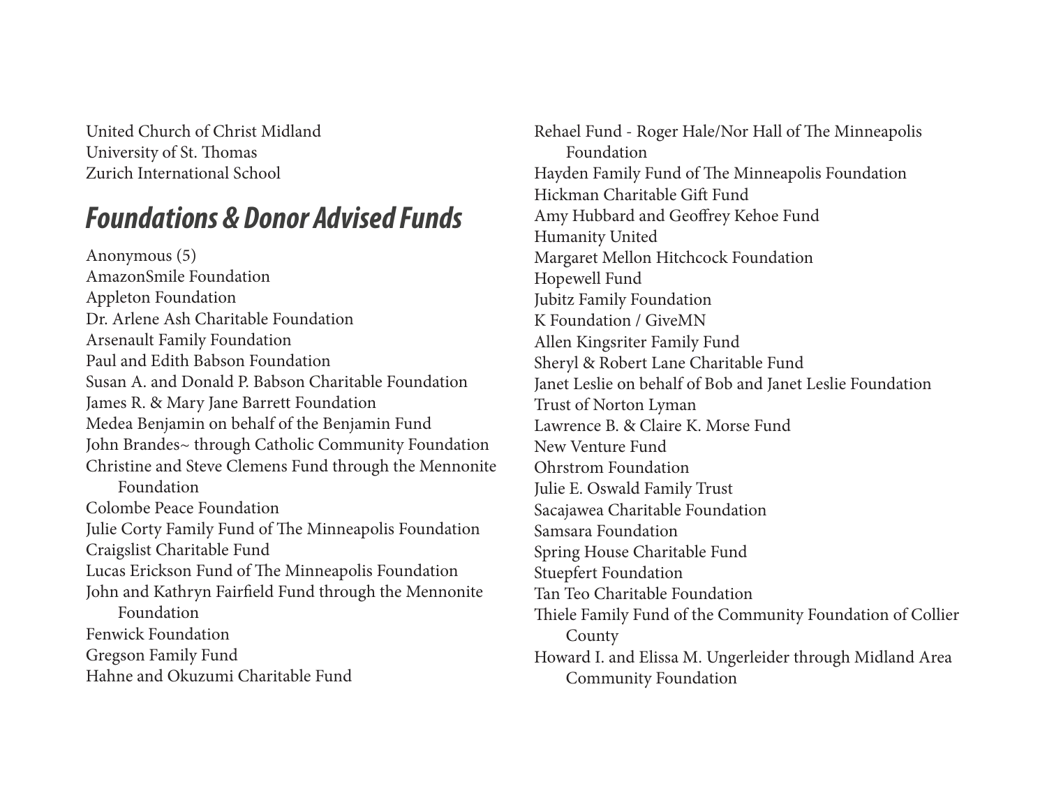United Church of Christ Midland
University of St. Thomas
Zurich International School

## *Foundations & Donor Advised Funds*

Anonymous (5)
AmazonSmile Foundation
Appleton Foundation
Dr. Arlene Ash Charitable Foundation
Arsenault Family Foundation
Paul and Edith Babson Foundation
Susan A. and Donald P. Babson Charitable Foundation
James R. & Mary Jane Barrett Foundation
Medea Benjamin on behalf of the Benjamin Fund
John Brandes~ through Catholic Community Foundation
Christine and Steve Clemens Fund through the Mennonite Foundation
Colombe Peace Foundation
Julie Corty Family Fund of The Minneapolis Foundation
Craigslist Charitable Fund
Lucas Erickson Fund of The Minneapolis Foundation
John and Kathryn Fairfield Fund through the Mennonite Foundation
Fenwick Foundation
Gregson Family Fund
Hahne and Okuzumi Charitable Fund
Rehael Fund - Roger Hale/Nor Hall of The Minneapolis Foundation
Hayden Family Fund of The Minneapolis Foundation
Hickman Charitable Gift Fund
Amy Hubbard and Geoffrey Kehoe Fund
Humanity United
Margaret Mellon Hitchcock Foundation
Hopewell Fund
Jubitz Family Foundation
K Foundation / GiveMN
Allen Kingsriter Family Fund
Sheryl & Robert Lane Charitable Fund
Janet Leslie on behalf of Bob and Janet Leslie Foundation
Trust of Norton Lyman
Lawrence B. & Claire K. Morse Fund
New Venture Fund
Ohrstrom Foundation
Julie E. Oswald Family Trust
Sacajawea Charitable Foundation
Samsara Foundation
Spring House Charitable Fund
Stuepfert Foundation
Tan Teo Charitable Foundation
Thiele Family Fund of the Community Foundation of Collier County
Howard I. and Elissa M. Ungerleider through Midland Area Community Foundation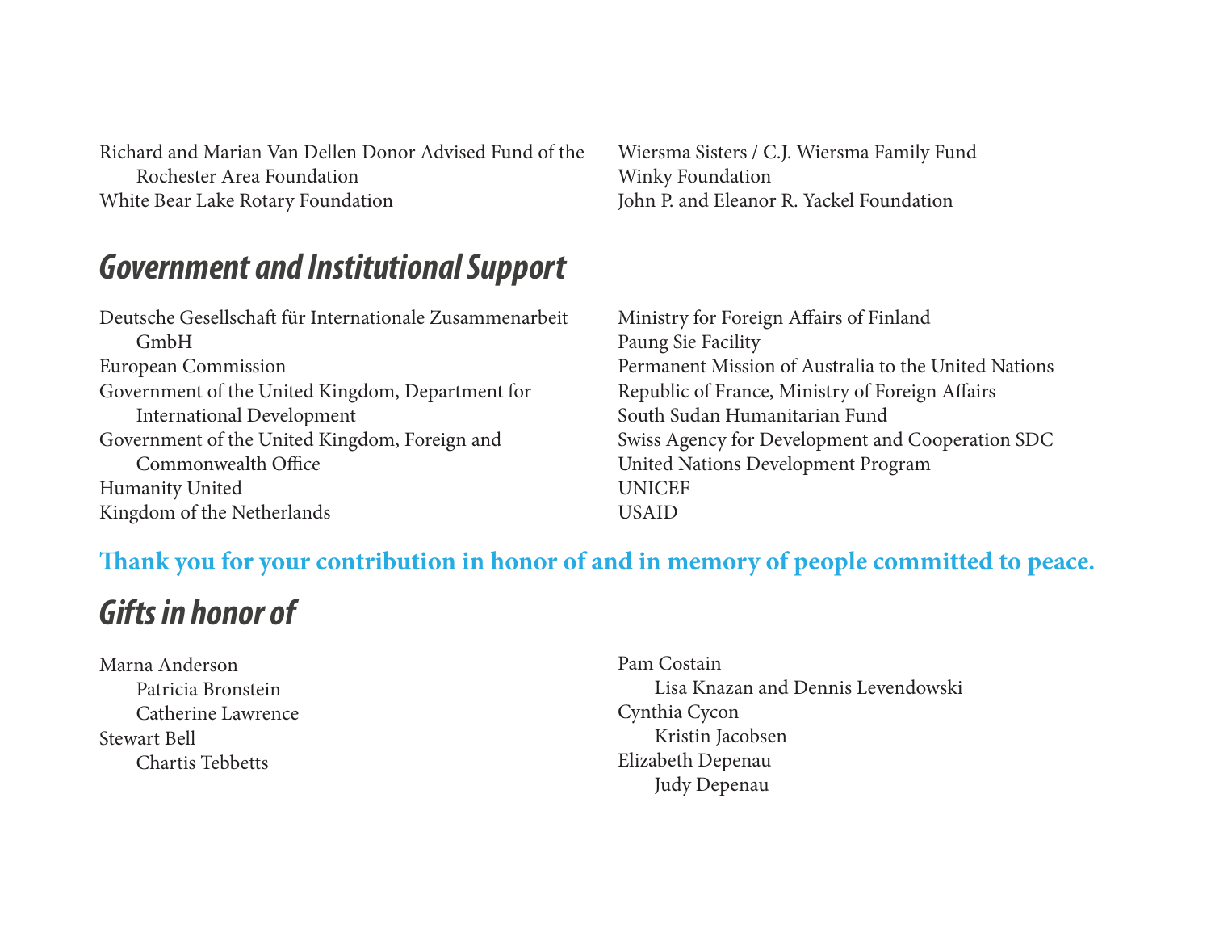Richard and Marian Van Dellen Donor Advised Fund of the Rochester Area Foundation
White Bear Lake Rotary Foundation
Wiersma Sisters / C.J. Wiersma Family Fund
Winky Foundation
John P. and Eleanor R. Yackel Foundation

## Government and Institutional Support

Deutsche Gesellschaft für Internationale Zusammenarbeit GmbH
European Commission
Government of the United Kingdom, Department for International Development
Government of the United Kingdom, Foreign and Commonwealth Office
Humanity United
Kingdom of the Netherlands
Ministry for Foreign Affairs of Finland
Paung Sie Facility
Permanent Mission of Australia to the United Nations
Republic of France, Ministry of Foreign Affairs
South Sudan Humanitarian Fund
Swiss Agency for Development and Cooperation SDC
United Nations Development Program
UNICEF
USAID

**Thank you for your contribution in honor of and in memory of people committed to peace.**

## Gifts in honor of

Marna Anderson
- Patricia Bronstein
- Catherine Lawrence

Stewart Bell
- Chartis Tebbetts

Pam Costain
- Lisa Knazan and Dennis Levendowski

Cynthia Cycon
- Kristin Jacobsen

Elizabeth Depenau
- Judy Depenau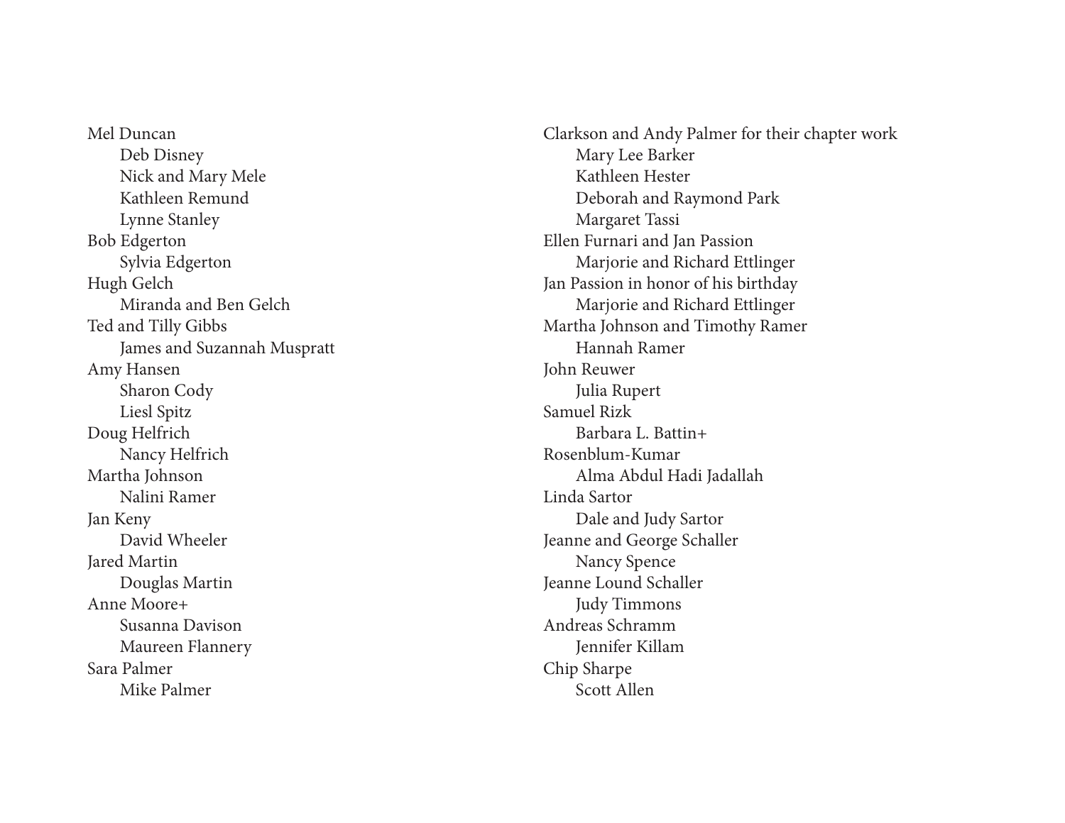Mel Duncan
  Deb Disney
  Nick and Mary Mele
  Kathleen Remund
  Lynne Stanley
Bob Edgerton
  Sylvia Edgerton
Hugh Gelch
  Miranda and Ben Gelch
Ted and Tilly Gibbs
  James and Suzannah Muspratt
Amy Hansen
  Sharon Cody
  Liesl Spitz
Doug Helfrich
  Nancy Helfrich
Martha Johnson
  Nalini Ramer
Jan Keny
  David Wheeler
Jared Martin
  Douglas Martin
Anne Moore+
  Susanna Davison
  Maureen Flannery
Sara Palmer
  Mike Palmer

Clarkson and Andy Palmer for their chapter work
  Mary Lee Barker
  Kathleen Hester
  Deborah and Raymond Park
  Margaret Tassi
Ellen Furnari and Jan Passion
  Marjorie and Richard Ettlinger
Jan Passion in honor of his birthday
  Marjorie and Richard Ettlinger
Martha Johnson and Timothy Ramer
  Hannah Ramer
John Reuwer
  Julia Rupert
Samuel Rizk
  Barbara L. Battin+
Rosenblum-Kumar
  Alma Abdul Hadi Jadallah
Linda Sartor
  Dale and Judy Sartor
Jeanne and George Schaller
  Nancy Spence
Jeanne Lound Schaller
  Judy Timmons
Andreas Schramm
  Jennifer Killam
Chip Sharpe
  Scott Allen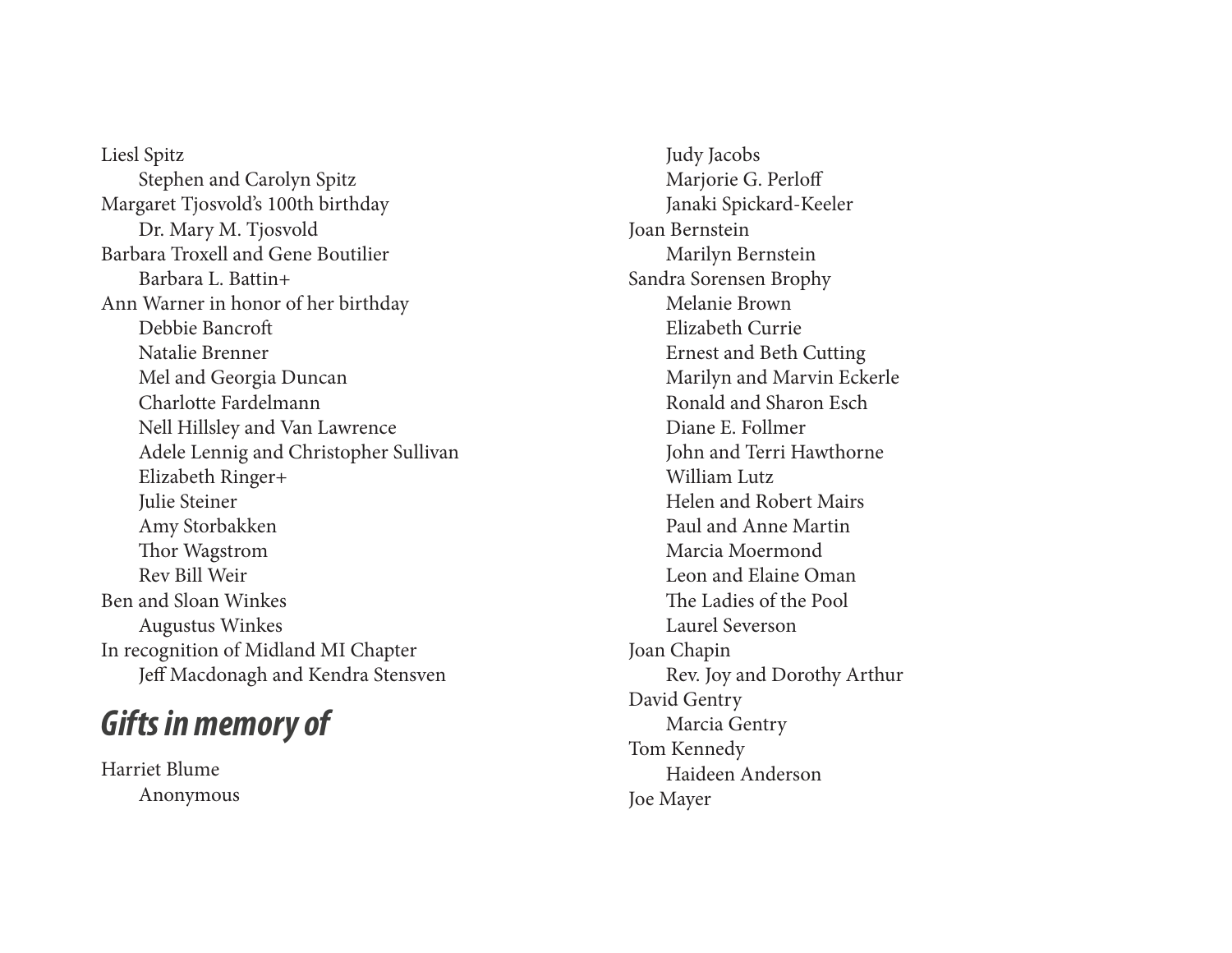Liesl Spitz
- Stephen and Carolyn Spitz

Margaret Tjosvold's 100th birthday
- Dr. Mary M. Tjosvold

Barbara Troxell and Gene Boutilier
- Barbara L. Battin+

Ann Warner in honor of her birthday
- Debbie Bancroft
- Natalie Brenner
- Mel and Georgia Duncan
- Charlotte Fardelmann
- Nell Hillsley and Van Lawrence
- Adele Lennig and Christopher Sullivan
- Elizabeth Ringer+
- Julie Steiner
- Amy Storbakken
- Thor Wagstrom
- Rev Bill Weir

Ben and Sloan Winkes
- Augustus Winkes

In recognition of Midland MI Chapter
- Jeff Macdonagh and Kendra Stensven

## *Gifts in memory of*

Harriet Blume
- Anonymous
- Judy Jacobs
- Marjorie G. Perloff
- Janaki Spickard-Keeler

Joan Bernstein
- Marilyn Bernstein

Sandra Sorensen Brophy
- Melanie Brown
- Elizabeth Currie
- Ernest and Beth Cutting
- Marilyn and Marvin Eckerle
- Ronald and Sharon Esch
- Diane E. Follmer
- John and Terri Hawthorne
- William Lutz
- Helen and Robert Mairs
- Paul and Anne Martin
- Marcia Moermond
- Leon and Elaine Oman
- The Ladies of the Pool
- Laurel Severson

Joan Chapin
- Rev. Joy and Dorothy Arthur

David Gentry
- Marcia Gentry

Tom Kennedy
- Haideen Anderson

Joe Mayer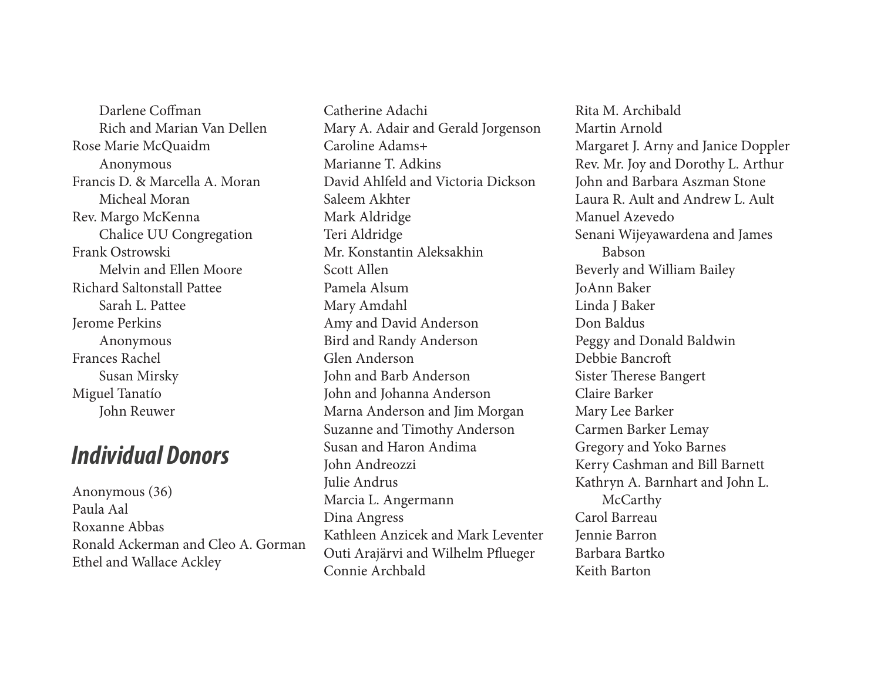Darlene Coffman
Rich and Marian Van Dellen

Rose Marie McQuaidm
Anonymous

Francis D. & Marcella A. Moran
Micheal Moran

Rev. Margo McKenna
Chalice UU Congregation

Frank Ostrowski
Melvin and Ellen Moore

Richard Saltonstall Pattee
Sarah L. Pattee

Jerome Perkins
Anonymous

Frances Rachel
Susan Mirsky

Miguel Tanatío
John Reuwer

## *Individual Donors*

Anonymous (36)
Paula Aal
Roxanne Abbas
Ronald Ackerman and Cleo A. Gorman
Ethel and Wallace Ackley
Catherine Adachi
Mary A. Adair and Gerald Jorgenson
Caroline Adams+
Marianne T. Adkins
David Ahlfeld and Victoria Dickson
Saleem Akhter
Mark Aldridge
Teri Aldridge
Mr. Konstantin Aleksakhin
Scott Allen
Pamela Alsum
Mary Amdahl
Amy and David Anderson
Bird and Randy Anderson
Glen Anderson
John and Barb Anderson
John and Johanna Anderson
Marna Anderson and Jim Morgan
Suzanne and Timothy Anderson
Susan and Haron Andima
John Andreozzi
Julie Andrus
Marcia L. Angermann
Dina Angress
Kathleen Anzicek and Mark Leventer
Outi Arajärvi and Wilhelm Pflueger
Connie Archbald
Rita M. Archibald
Martin Arnold
Margaret J. Arny and Janice Doppler
Rev. Mr. Joy and Dorothy L. Arthur
John and Barbara Aszman Stone
Laura R. Ault and Andrew L. Ault
Manuel Azevedo
Senani Wijeyawardena and James Babson
Beverly and William Bailey
JoAnn Baker
Linda J Baker
Don Baldus
Peggy and Donald Baldwin
Debbie Bancroft
Sister Therese Bangert
Claire Barker
Mary Lee Barker
Carmen Barker Lemay
Gregory and Yoko Barnes
Kerry Cashman and Bill Barnett
Kathryn A. Barnhart and John L. McCarthy
Carol Barreau
Jennie Barron
Barbara Bartko
Keith Barton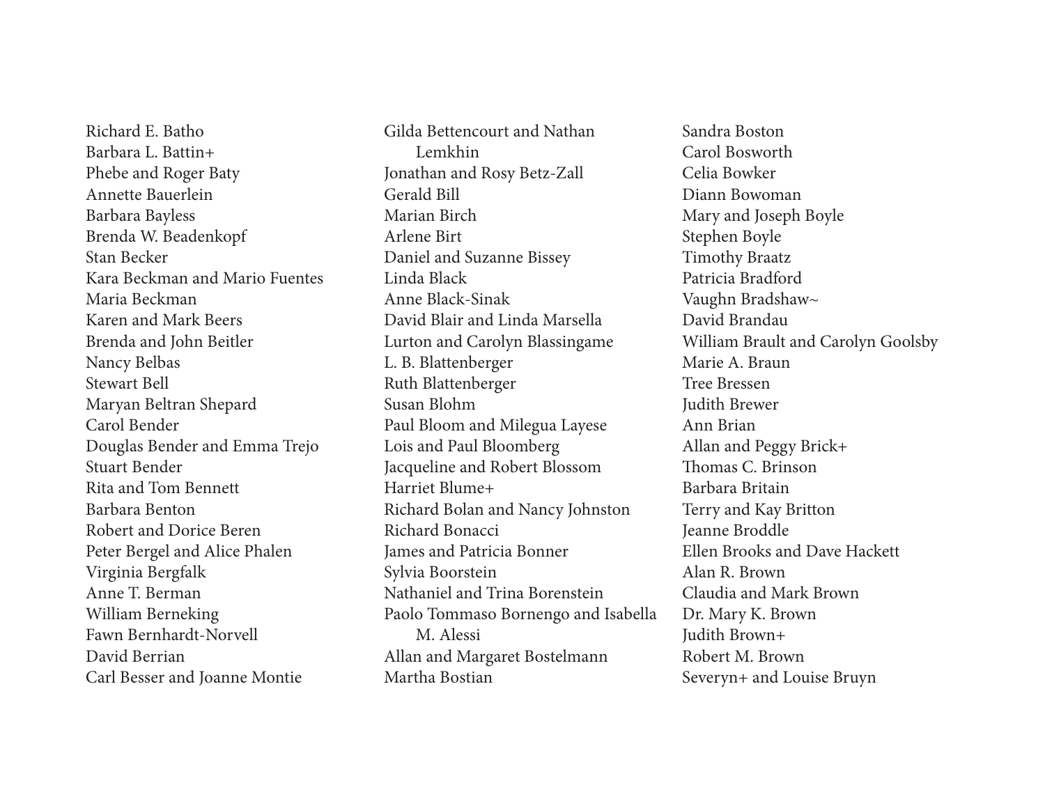Richard E. Batho
Barbara L. Battin+
Phebe and Roger Baty
Annette Bauerlein
Barbara Bayless
Brenda W. Beadenkopf
Stan Becker
Kara Beckman and Mario Fuentes
Maria Beckman
Karen and Mark Beers
Brenda and John Beitler
Nancy Belbas
Stewart Bell
Maryan Beltran Shepard
Carol Bender
Douglas Bender and Emma Trejo
Stuart Bender
Rita and Tom Bennett
Barbara Benton
Robert and Dorice Beren
Peter Bergel and Alice Phalen
Virginia Bergfalk
Anne T. Berman
William Berneking
Fawn Bernhardt-Norvell
David Berrian
Carl Besser and Joanne Montie
Gilda Bettencourt and Nathan Lemkhin
Jonathan and Rosy Betz-Zall
Gerald Bill
Marian Birch
Arlene Birt
Daniel and Suzanne Bissey
Linda Black
Anne Black-Sinak
David Blair and Linda Marsella
Lurton and Carolyn Blassingame
L. B. Blattenberger
Ruth Blattenberger
Susan Blohm
Paul Bloom and Milegua Layese
Lois and Paul Bloomberg
Jacqueline and Robert Blossom
Harriet Blume+
Richard Bolan and Nancy Johnston
Richard Bonacci
James and Patricia Bonner
Sylvia Boorstein
Nathaniel and Trina Borenstein
Paolo Tommaso Bornengo and Isabella M. Alessi
Allan and Margaret Bostelmann
Martha Bostian
Sandra Boston
Carol Bosworth
Celia Bowker
Diann Bowoman
Mary and Joseph Boyle
Stephen Boyle
Timothy Braatz
Patricia Bradford
Vaughn Bradshaw~
David Brandau
William Brault and Carolyn Goolsby
Marie A. Braun
Tree Bressen
Judith Brewer
Ann Brian
Allan and Peggy Brick+
Thomas C. Brinson
Barbara Britain
Terry and Kay Britton
Jeanne Broddle
Ellen Brooks and Dave Hackett
Alan R. Brown
Claudia and Mark Brown
Dr. Mary K. Brown
Judith Brown+
Robert M. Brown
Severyn+ and Louise Bruyn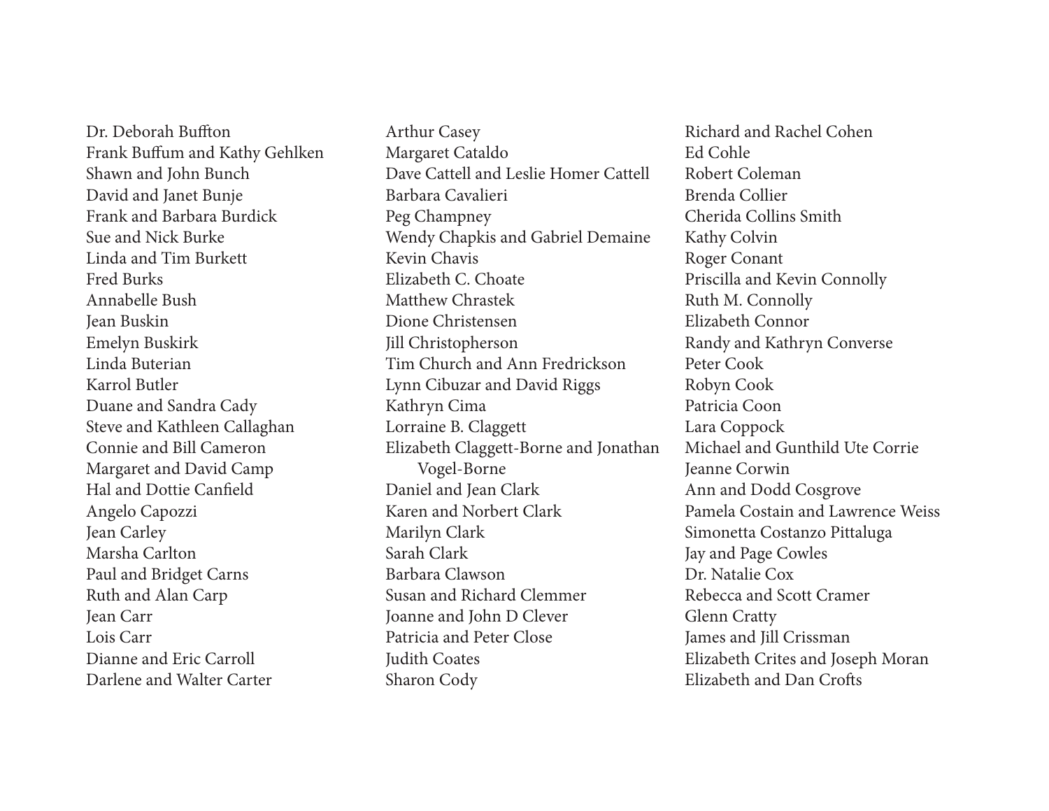Dr. Deborah Buffton
Frank Buffum and Kathy Gehlken
Shawn and John Bunch
David and Janet Bunje
Frank and Barbara Burdick
Sue and Nick Burke
Linda and Tim Burkett
Fred Burks
Annabelle Bush
Jean Buskin
Emelyn Buskirk
Linda Buterian
Karrol Butler
Duane and Sandra Cady
Steve and Kathleen Callaghan
Connie and Bill Cameron
Margaret and David Camp
Hal and Dottie Canfield
Angelo Capozzi
Jean Carley
Marsha Carlton
Paul and Bridget Carns
Ruth and Alan Carp
Jean Carr
Lois Carr
Dianne and Eric Carroll
Darlene and Walter Carter
Arthur Casey
Margaret Cataldo
Dave Cattell and Leslie Homer Cattell
Barbara Cavalieri
Peg Champney
Wendy Chapkis and Gabriel Demaine
Kevin Chavis
Elizabeth C. Choate
Matthew Chrastek
Dione Christensen
Jill Christopherson
Tim Church and Ann Fredrickson
Lynn Cibuzar and David Riggs
Kathryn Cima
Lorraine B. Claggett
Elizabeth Claggett-Borne and Jonathan Vogel-Borne
Daniel and Jean Clark
Karen and Norbert Clark
Marilyn Clark
Sarah Clark
Barbara Clawson
Susan and Richard Clemmer
Joanne and John D Clever
Patricia and Peter Close
Judith Coates
Sharon Cody
Richard and Rachel Cohen
Ed Cohle
Robert Coleman
Brenda Collier
Cherida Collins Smith
Kathy Colvin
Roger Conant
Priscilla and Kevin Connolly
Ruth M. Connolly
Elizabeth Connor
Randy and Kathryn Converse
Peter Cook
Robyn Cook
Patricia Coon
Lara Coppock
Michael and Gunthild Ute Corrie
Jeanne Corwin
Ann and Dodd Cosgrove
Pamela Costain and Lawrence Weiss
Simonetta Costanzo Pittaluga
Jay and Page Cowles
Dr. Natalie Cox
Rebecca and Scott Cramer
Glenn Cratty
James and Jill Crissman
Elizabeth Crites and Joseph Moran
Elizabeth and Dan Crofts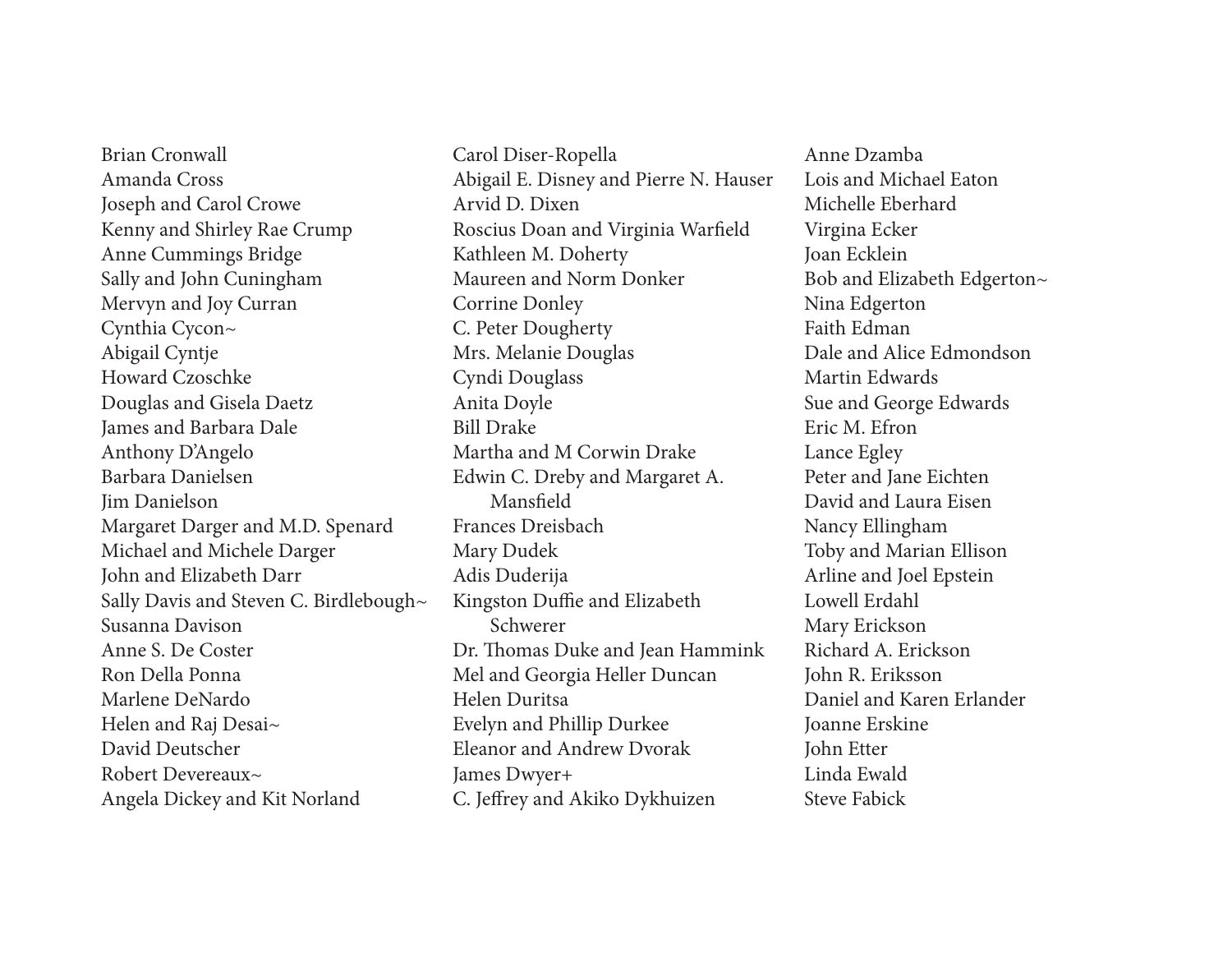Brian Cronwall
Amanda Cross
Joseph and Carol Crowe
Kenny and Shirley Rae Crump
Anne Cummings Bridge
Sally and John Cuningham
Mervyn and Joy Curran
Cynthia Cycon~
Abigail Cyntje
Howard Czoschke
Douglas and Gisela Daetz
James and Barbara Dale
Anthony D'Angelo
Barbara Danielsen
Jim Danielson
Margaret Darger and M.D. Spenard
Michael and Michele Darger
John and Elizabeth Darr
Sally Davis and Steven C. Birdlebough~
Susanna Davison
Anne S. De Coster
Ron Della Ponna
Marlene DeNardo
Helen and Raj Desai~
David Deutscher
Robert Devereaux~
Angela Dickey and Kit Norland
Carol Diser-Ropella
Abigail E. Disney and Pierre N. Hauser
Arvid D. Dixen
Roscius Doan and Virginia Warfield
Kathleen M. Doherty
Maureen and Norm Donker
Corrine Donley
C. Peter Dougherty
Mrs. Melanie Douglas
Cyndi Douglass
Anita Doyle
Bill Drake
Martha and M Corwin Drake
Edwin C. Dreby and Margaret A. Mansfield
Frances Dreisbach
Mary Dudek
Adis Duderija
Kingston Duffie and Elizabeth Schwerer
Dr. Thomas Duke and Jean Hammink
Mel and Georgia Heller Duncan
Helen Duritsa
Evelyn and Phillip Durkee
Eleanor and Andrew Dvorak
James Dwyer+
C. Jeffrey and Akiko Dykhuizen
Anne Dzamba
Lois and Michael Eaton
Michelle Eberhard
Virgina Ecker
Joan Ecklein
Bob and Elizabeth Edgerton~
Nina Edgerton
Faith Edman
Dale and Alice Edmondson
Martin Edwards
Sue and George Edwards
Eric M. Efron
Lance Egley
Peter and Jane Eichten
David and Laura Eisen
Nancy Ellingham
Toby and Marian Ellison
Arline and Joel Epstein
Lowell Erdahl
Mary Erickson
Richard A. Erickson
John R. Eriksson
Daniel and Karen Erlander
Joanne Erskine
John Etter
Linda Ewald
Steve Fabick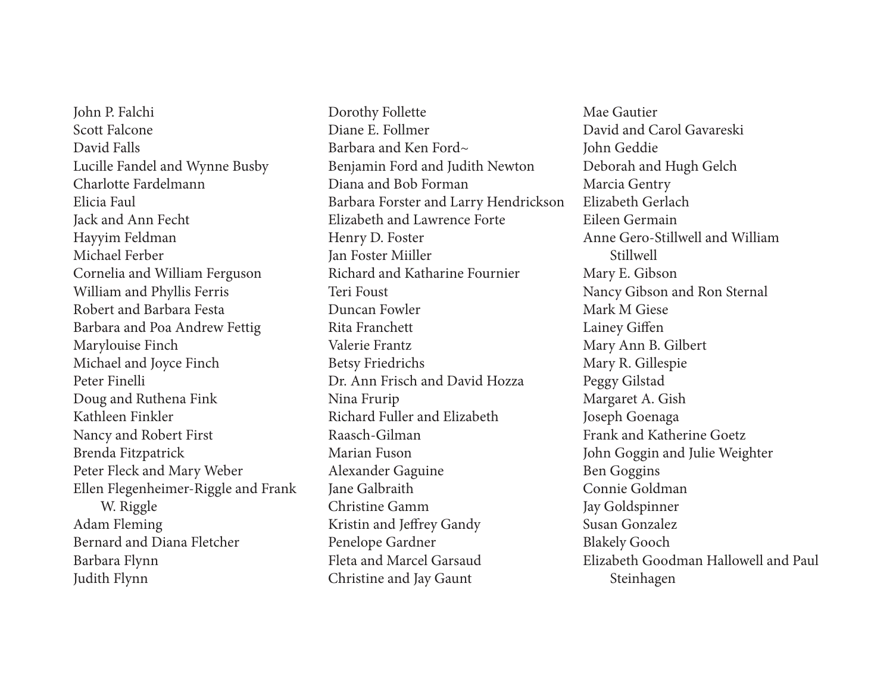John P. Falchi
Scott Falcone
David Falls
Lucille Fandel and Wynne Busby
Charlotte Fardelmann
Elicia Faul
Jack and Ann Fecht
Hayyim Feldman
Michael Ferber
Cornelia and William Ferguson
William and Phyllis Ferris
Robert and Barbara Festa
Barbara and Poa Andrew Fettig
Marylouise Finch
Michael and Joyce Finch
Peter Finelli
Doug and Ruthena Fink
Kathleen Finkler
Nancy and Robert First
Brenda Fitzpatrick
Peter Fleck and Mary Weber
Ellen Flegenheimer-Riggle and Frank W. Riggle
Adam Fleming
Bernard and Diana Fletcher
Barbara Flynn
Judith Flynn
Dorothy Follette
Diane E. Follmer
Barbara and Ken Ford~
Benjamin Ford and Judith Newton
Diana and Bob Forman
Barbara Forster and Larry Hendrickson
Elizabeth and Lawrence Forte
Henry D. Foster
Jan Foster Miiller
Richard and Katharine Fournier
Teri Foust
Duncan Fowler
Rita Franchett
Valerie Frantz
Betsy Friedrichs
Dr. Ann Frisch and David Hozza
Nina Frurip
Richard Fuller and Elizabeth Raasch-Gilman
Marian Fuson
Alexander Gaguine
Jane Galbraith
Christine Gamm
Kristin and Jeffrey Gandy
Penelope Gardner
Fleta and Marcel Garsaud
Christine and Jay Gaunt
Mae Gautier
David and Carol Gavareski
John Geddie
Deborah and Hugh Gelch
Marcia Gentry
Elizabeth Gerlach
Eileen Germain
Anne Gero-Stillwell and William Stillwell
Mary E. Gibson
Nancy Gibson and Ron Sternal
Mark M Giese
Lainey Giffen
Mary Ann B. Gilbert
Mary R. Gillespie
Peggy Gilstad
Margaret A. Gish
Joseph Goenaga
Frank and Katherine Goetz
John Goggin and Julie Weighter
Ben Goggins
Connie Goldman
Jay Goldspinner
Susan Gonzalez
Blakely Gooch
Elizabeth Goodman Hallowell and Paul Steinhagen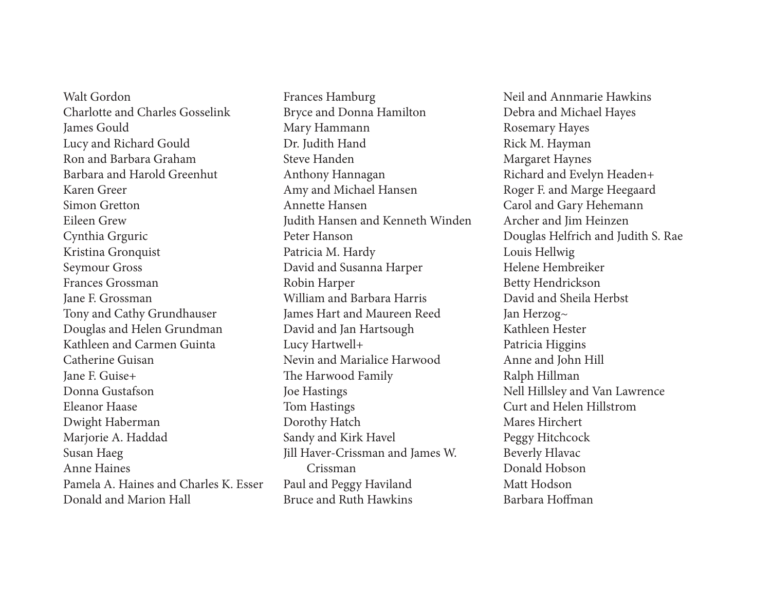Walt Gordon  
Charlotte and Charles Gosselink  
James Gould  
Lucy and Richard Gould  
Ron and Barbara Graham  
Barbara and Harold Greenhut  
Karen Greer  
Simon Gretton  
Eileen Grew  
Cynthia Grguric  
Kristina Gronquist  
Seymour Gross  
Frances Grossman  
Jane F. Grossman  
Tony and Cathy Grundhauser  
Douglas and Helen Grundman  
Kathleen and Carmen Guinta  
Catherine Guisan  
Jane F. Guise+  
Donna Gustafson  
Eleanor Haase  
Dwight Haberman  
Marjorie A. Haddad  
Susan Haeg  
Anne Haines  
Pamela A. Haines and Charles K. Esser  
Donald and Marion Hall  
Frances Hamburg  
Bryce and Donna Hamilton  
Mary Hammann  
Dr. Judith Hand  
Steve Handen  
Anthony Hannagan  
Amy and Michael Hansen  
Annette Hansen  
Judith Hansen and Kenneth Winden  
Peter Hanson  
Patricia M. Hardy  
David and Susanna Harper  
Robin Harper  
William and Barbara Harris  
James Hart and Maureen Reed  
David and Jan Hartsough  
Lucy Hartwell+  
Nevin and Marialice Harwood  
The Harwood Family  
Joe Hastings  
Tom Hastings  
Dorothy Hatch  
Sandy and Kirk Havel  
Jill Haver-Crissman and James W. Crissman  
Paul and Peggy Haviland  
Bruce and Ruth Hawkins  
Neil and Annmarie Hawkins  
Debra and Michael Hayes  
Rosemary Hayes  
Rick M. Hayman  
Margaret Haynes  
Richard and Evelyn Headen+  
Roger F. and Marge Heegaard  
Carol and Gary Hehemann  
Archer and Jim Heinzen  
Douglas Helfrich and Judith S. Rae  
Louis Hellwig  
Helene Hembreiker  
Betty Hendrickson  
David and Sheila Herbst  
Jan Herzog~  
Kathleen Hester  
Patricia Higgins  
Anne and John Hill  
Ralph Hillman  
Nell Hillsley and Van Lawrence  
Curt and Helen Hillstrom  
Mares Hirchert  
Peggy Hitchcock  
Beverly Hlavac  
Donald Hobson  
Matt Hodson  
Barbara Hoffman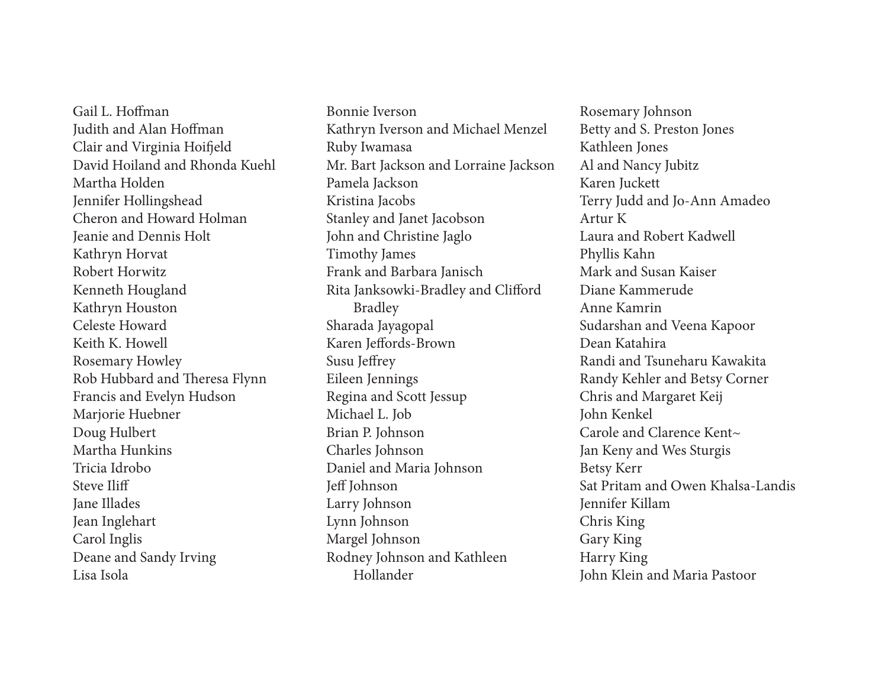Gail L. Hoffman
Judith and Alan Hoffman
Clair and Virginia Hoifjeld
David Hoiland and Rhonda Kuehl
Martha Holden
Jennifer Hollingshead
Cheron and Howard Holman
Jeanie and Dennis Holt
Kathryn Horvat
Robert Horwitz
Kenneth Hougland
Kathryn Houston
Celeste Howard
Keith K. Howell
Rosemary Howley
Rob Hubbard and Theresa Flynn
Francis and Evelyn Hudson
Marjorie Huebner
Doug Hulbert
Martha Hunkins
Tricia Idrobo
Steve Iliff
Jane Illades
Jean Inglehart
Carol Inglis
Deane and Sandy Irving
Lisa Isola
Bonnie Iverson
Kathryn Iverson and Michael Menzel
Ruby Iwamasa
Mr. Bart Jackson and Lorraine Jackson
Pamela Jackson
Kristina Jacobs
Stanley and Janet Jacobson
John and Christine Jaglo
Timothy James
Frank and Barbara Janisch
Rita Janksowki-Bradley and Clifford Bradley
Sharada Jayagopal
Karen Jeffords-Brown
Susu Jeffrey
Eileen Jennings
Regina and Scott Jessup
Michael L. Job
Brian P. Johnson
Charles Johnson
Daniel and Maria Johnson
Jeff Johnson
Larry Johnson
Lynn Johnson
Margel Johnson
Rodney Johnson and Kathleen Hollander
Rosemary Johnson
Betty and S. Preston Jones
Kathleen Jones
Al and Nancy Jubitz
Karen Juckett
Terry Judd and Jo-Ann Amadeo
Artur K
Laura and Robert Kadwell
Phyllis Kahn
Mark and Susan Kaiser
Diane Kammerude
Anne Kamrin
Sudarshan and Veena Kapoor
Dean Katahira
Randi and Tsuneharu Kawakita
Randy Kehler and Betsy Corner
Chris and Margaret Keij
John Kenkel
Carole and Clarence Kent~
Jan Keny and Wes Sturgis
Betsy Kerr
Sat Pritam and Owen Khalsa-Landis
Jennifer Killam
Chris King
Gary King
Harry King
John Klein and Maria Pastoor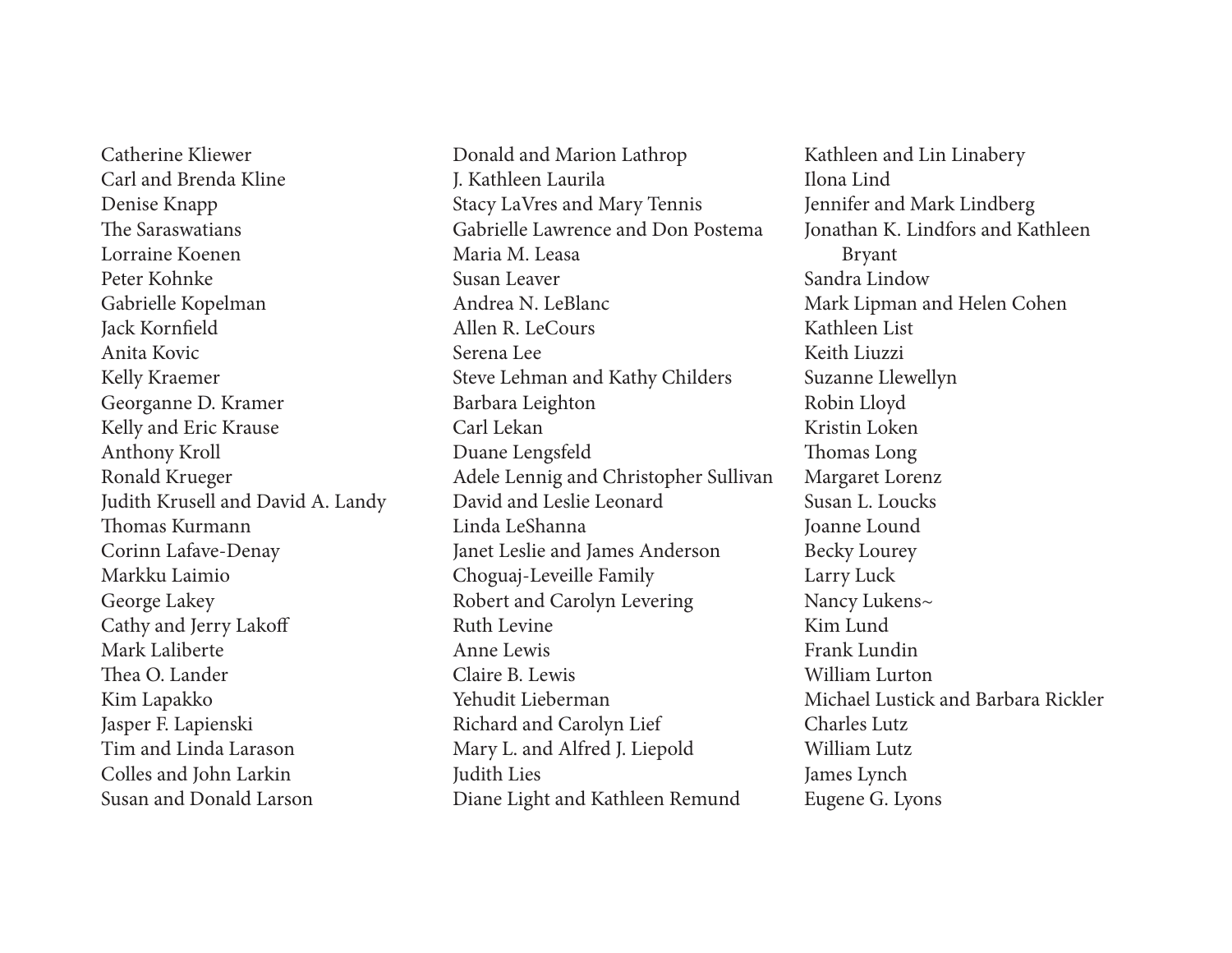Catherine Kliewer
Carl and Brenda Kline
Denise Knapp
The Saraswatians
Lorraine Koenen
Peter Kohnke
Gabrielle Kopelman
Jack Kornfield
Anita Kovic
Kelly Kraemer
Georganne D. Kramer
Kelly and Eric Krause
Anthony Kroll
Ronald Krueger
Judith Krusell and David A. Landy
Thomas Kurmann
Corinn Lafave-Denay
Markku Laimio
George Lakey
Cathy and Jerry Lakoff
Mark Laliberte
Thea O. Lander
Kim Lapakko
Jasper F. Lapienski
Tim and Linda Larason
Colles and John Larkin
Susan and Donald Larson
Donald and Marion Lathrop
J. Kathleen Laurila
Stacy LaVres and Mary Tennis
Gabrielle Lawrence and Don Postema
Maria M. Leasa
Susan Leaver
Andrea N. LeBlanc
Allen R. LeCours
Serena Lee
Steve Lehman and Kathy Childers
Barbara Leighton
Carl Lekan
Duane Lengsfeld
Adele Lennig and Christopher Sullivan
David and Leslie Leonard
Linda LeShanna
Janet Leslie and James Anderson
Choguaj-Leveille Family
Robert and Carolyn Levering
Ruth Levine
Anne Lewis
Claire B. Lewis
Yehudit Lieberman
Richard and Carolyn Lief
Mary L. and Alfred J. Liepold
Judith Lies
Diane Light and Kathleen Remund
Kathleen and Lin Linabery
Ilona Lind
Jennifer and Mark Lindberg
Jonathan K. Lindfors and Kathleen Bryant
Sandra Lindow
Mark Lipman and Helen Cohen
Kathleen List
Keith Liuzzi
Suzanne Llewellyn
Robin Lloyd
Kristin Loken
Thomas Long
Margaret Lorenz
Susan L. Loucks
Joanne Lound
Becky Lourey
Larry Luck
Nancy Lukens~
Kim Lund
Frank Lundin
William Lurton
Michael Lustick and Barbara Rickler
Charles Lutz
William Lutz
James Lynch
Eugene G. Lyons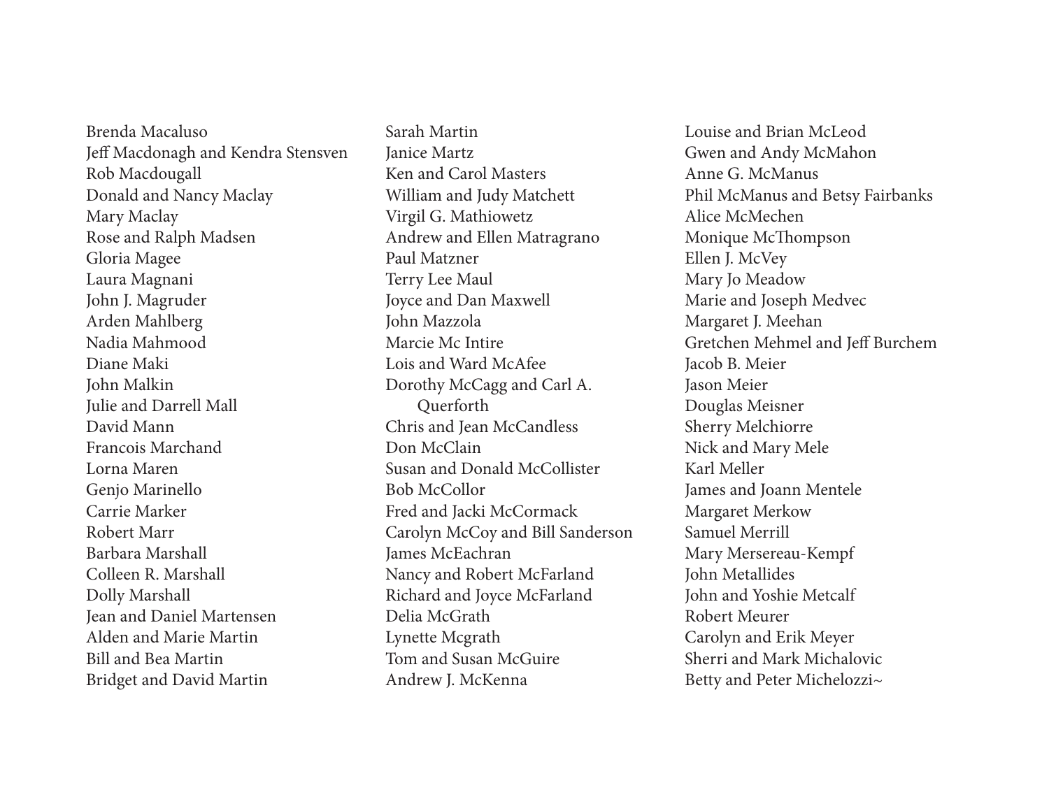Brenda Macaluso
Jeff Macdonagh and Kendra Stensven
Rob Macdougall
Donald and Nancy Maclay
Mary Maclay
Rose and Ralph Madsen
Gloria Magee
Laura Magnani
John J. Magruder
Arden Mahlberg
Nadia Mahmood
Diane Maki
John Malkin
Julie and Darrell Mall
David Mann
Francois Marchand
Lorna Maren
Genjo Marinello
Carrie Marker
Robert Marr
Barbara Marshall
Colleen R. Marshall
Dolly Marshall
Jean and Daniel Martensen
Alden and Marie Martin
Bill and Bea Martin
Bridget and David Martin
Sarah Martin
Janice Martz
Ken and Carol Masters
William and Judy Matchett
Virgil G. Mathiowetz
Andrew and Ellen Matragrano
Paul Matzner
Terry Lee Maul
Joyce and Dan Maxwell
John Mazzola
Marcie Mc Intire
Lois and Ward McAfee
Dorothy McCagg and Carl A. Querforth
Chris and Jean McCandless
Don McClain
Susan and Donald McCollister
Bob McCollor
Fred and Jacki McCormack
Carolyn McCoy and Bill Sanderson
James McEachran
Nancy and Robert McFarland
Richard and Joyce McFarland
Delia McGrath
Lynette Mcgrath
Tom and Susan McGuire
Andrew J. McKenna
Louise and Brian McLeod
Gwen and Andy McMahon
Anne G. McManus
Phil McManus and Betsy Fairbanks
Alice McMechen
Monique McThompson
Ellen J. McVey
Mary Jo Meadow
Marie and Joseph Medvec
Margaret J. Meehan
Gretchen Mehmel and Jeff Burchem
Jacob B. Meier
Jason Meier
Douglas Meisner
Sherry Melchiorre
Nick and Mary Mele
Karl Meller
James and Joann Mentele
Margaret Merkow
Samuel Merrill
Mary Mersereau-Kempf
John Metallides
John and Yoshie Metcalf
Robert Meurer
Carolyn and Erik Meyer
Sherri and Mark Michalovic
Betty and Peter Michelozzi~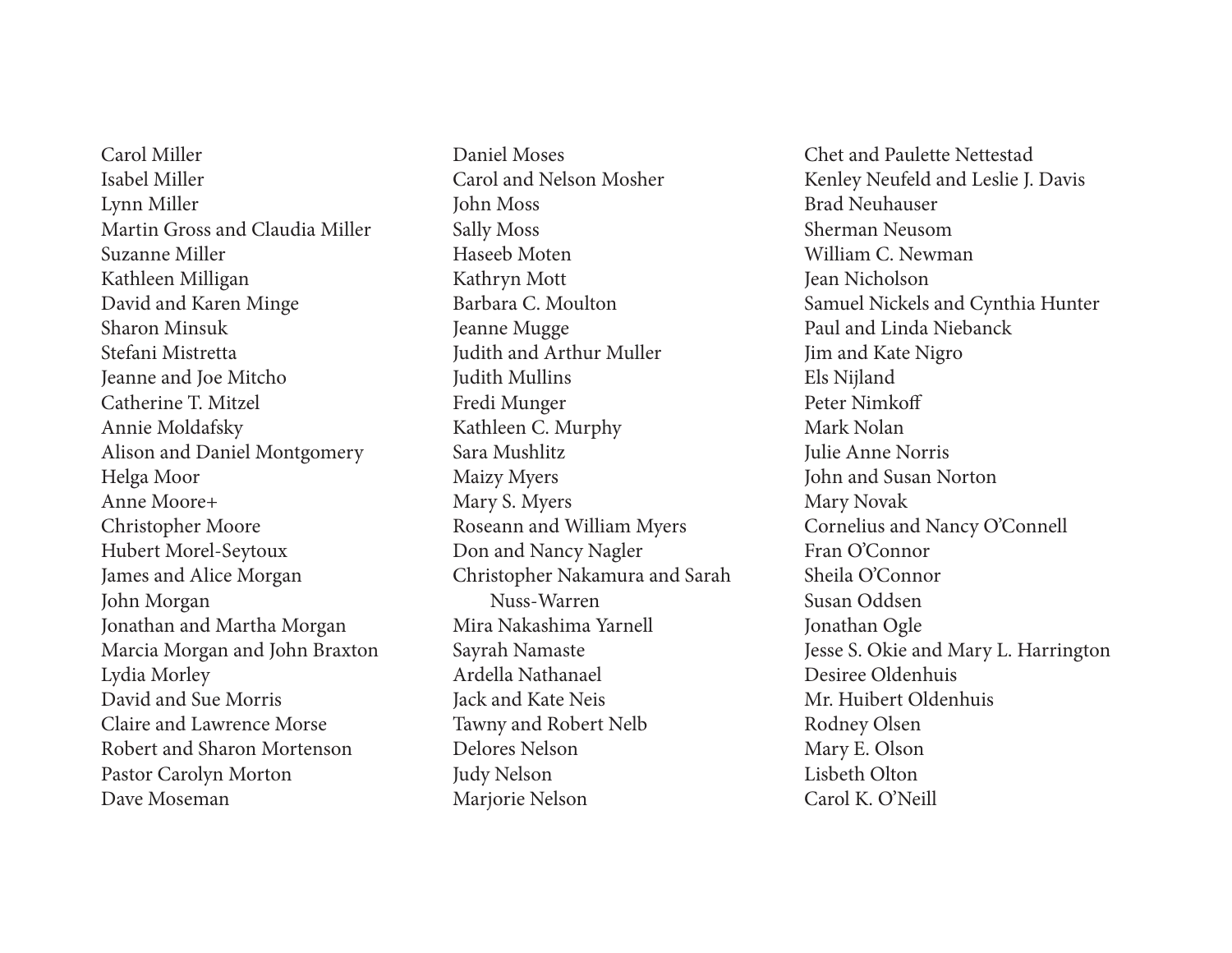Carol Miller
Isabel Miller
Lynn Miller
Martin Gross and Claudia Miller
Suzanne Miller
Kathleen Milligan
David and Karen Minge
Sharon Minsuk
Stefani Mistretta
Jeanne and Joe Mitcho
Catherine T. Mitzel
Annie Moldafsky
Alison and Daniel Montgomery
Helga Moor
Anne Moore+
Christopher Moore
Hubert Morel-Seytoux
James and Alice Morgan
John Morgan
Jonathan and Martha Morgan
Marcia Morgan and John Braxton
Lydia Morley
David and Sue Morris
Claire and Lawrence Morse
Robert and Sharon Mortenson
Pastor Carolyn Morton
Dave Moseman

Daniel Moses
Carol and Nelson Mosher
John Moss
Sally Moss
Haseeb Moten
Kathryn Mott
Barbara C. Moulton
Jeanne Mugge
Judith and Arthur Muller
Judith Mullins
Fredi Munger
Kathleen C. Murphy
Sara Mushlitz
Maizy Myers
Mary S. Myers
Roseann and William Myers
Don and Nancy Nagler
Christopher Nakamura and Sarah Nuss-Warren
Mira Nakashima Yarnell
Sayrah Namaste
Ardella Nathanael
Jack and Kate Neis
Tawny and Robert Nelb
Delores Nelson
Judy Nelson
Marjorie Nelson

Chet and Paulette Nettestad
Kenley Neufeld and Leslie J. Davis
Brad Neuhauser
Sherman Neusom
William C. Newman
Jean Nicholson
Samuel Nickels and Cynthia Hunter
Paul and Linda Niebanck
Jim and Kate Nigro
Els Nijland
Peter Nimkoff
Mark Nolan
Julie Anne Norris
John and Susan Norton
Mary Novak
Cornelius and Nancy O'Connell
Fran O'Connor
Sheila O'Connor
Susan Oddsen
Jonathan Ogle
Jesse S. Okie and Mary L. Harrington
Desiree Oldenhuis
Mr. Huibert Oldenhuis
Rodney Olsen
Mary E. Olson
Lisbeth Olton
Carol K. O'Neill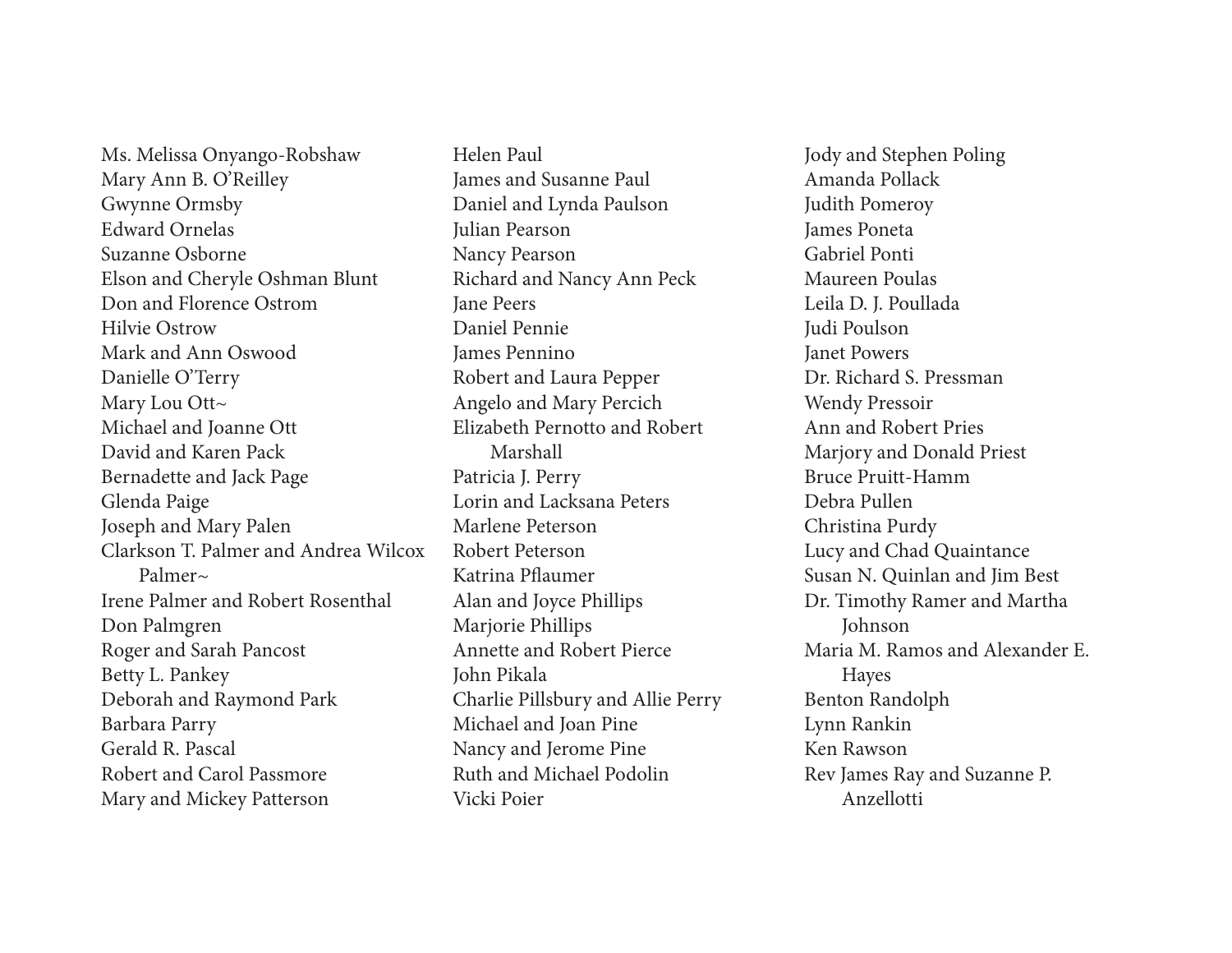Ms. Melissa Onyango-Robshaw
Mary Ann B. O'Reilley
Gwynne Ormsby
Edward Ornelas
Suzanne Osborne
Elson and Cheryle Oshman Blunt
Don and Florence Ostrom
Hilvie Ostrow
Mark and Ann Oswood
Danielle O'Terry
Mary Lou Ott~
Michael and Joanne Ott
David and Karen Pack
Bernadette and Jack Page
Glenda Paige
Joseph and Mary Palen
Clarkson T. Palmer and Andrea Wilcox Palmer~
Irene Palmer and Robert Rosenthal
Don Palmgren
Roger and Sarah Pancost
Betty L. Pankey
Deborah and Raymond Park
Barbara Parry
Gerald R. Pascal
Robert and Carol Passmore
Mary and Mickey Patterson
Helen Paul
James and Susanne Paul
Daniel and Lynda Paulson
Julian Pearson
Nancy Pearson
Richard and Nancy Ann Peck
Jane Peers
Daniel Pennie
James Pennino
Robert and Laura Pepper
Angelo and Mary Percich
Elizabeth Pernotto and Robert Marshall
Patricia J. Perry
Lorin and Lacksana Peters
Marlene Peterson
Robert Peterson
Katrina Pflaumer
Alan and Joyce Phillips
Marjorie Phillips
Annette and Robert Pierce
John Pikala
Charlie Pillsbury and Allie Perry
Michael and Joan Pine
Nancy and Jerome Pine
Ruth and Michael Podolin
Vicki Poier
Jody and Stephen Poling
Amanda Pollack
Judith Pomeroy
James Poneta
Gabriel Ponti
Maureen Poulas
Leila D. J. Poullada
Judi Poulson
Janet Powers
Dr. Richard S. Pressman
Wendy Pressoir
Ann and Robert Pries
Marjory and Donald Priest
Bruce Pruitt-Hamm
Debra Pullen
Christina Purdy
Lucy and Chad Quaintance
Susan N. Quinlan and Jim Best
Dr. Timothy Ramer and Martha Johnson
Maria M. Ramos and Alexander E. Hayes
Benton Randolph
Lynn Rankin
Ken Rawson
Rev James Ray and Suzanne P. Anzellotti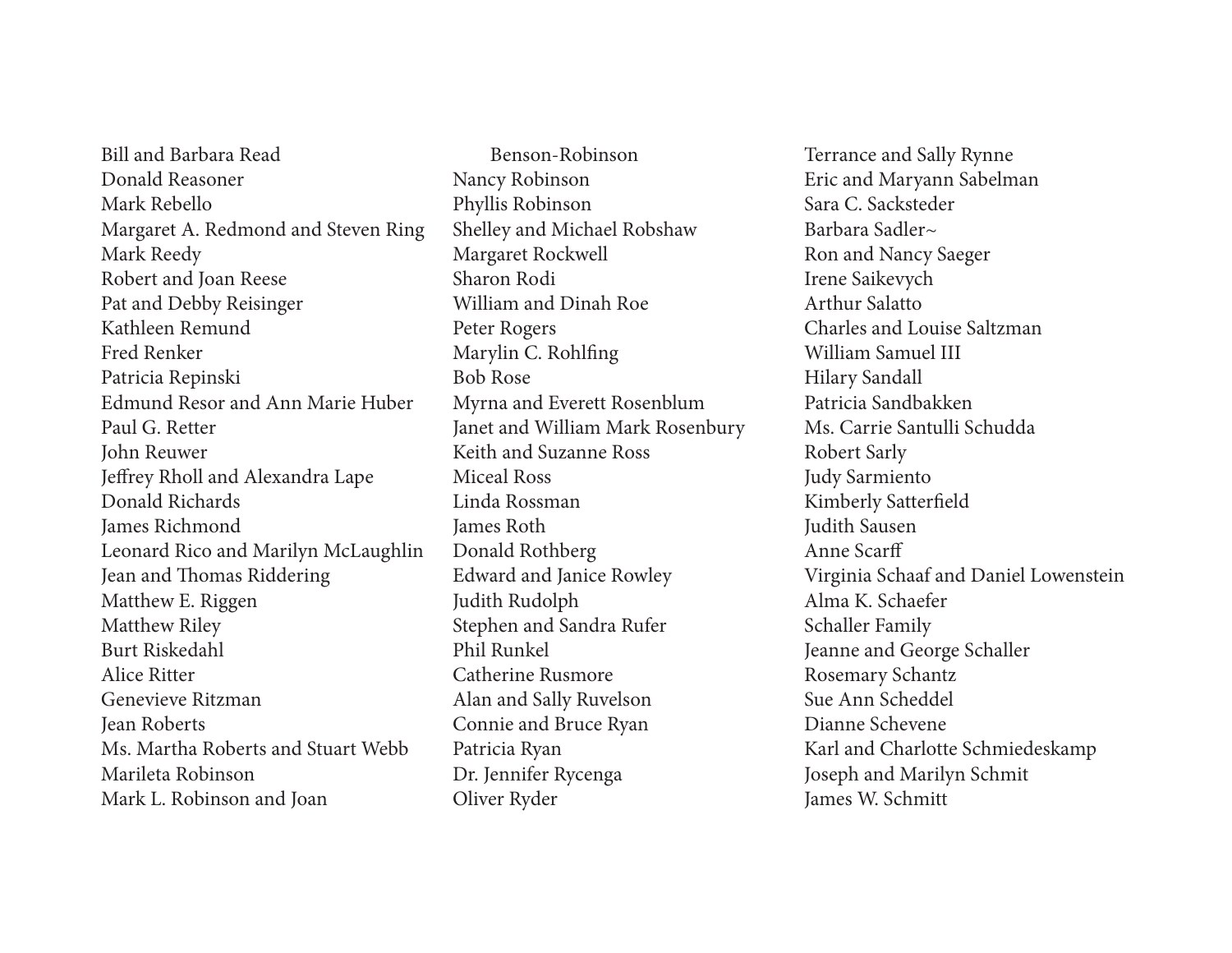Bill and Barbara Read
Donald Reasoner
Mark Rebello
Margaret A. Redmond and Steven Ring
Mark Reedy
Robert and Joan Reese
Pat and Debby Reisinger
Kathleen Remund
Fred Renker
Patricia Repinski
Edmund Resor and Ann Marie Huber
Paul G. Retter
John Reuwer
Jeffrey Rholl and Alexandra Lape
Donald Richards
James Richmond
Leonard Rico and Marilyn McLaughlin
Jean and Thomas Riddering
Matthew E. Riggen
Matthew Riley
Burt Riskedahl
Alice Ritter
Genevieve Ritzman
Jean Roberts
Ms. Martha Roberts and Stuart Webb
Marileta Robinson
Mark L. Robinson and Joan Benson-Robinson
Nancy Robinson
Phyllis Robinson
Shelley and Michael Robshaw
Margaret Rockwell
Sharon Rodi
William and Dinah Roe
Peter Rogers
Marylin C. Rohlfing
Bob Rose
Myrna and Everett Rosenblum
Janet and William Mark Rosenbury
Keith and Suzanne Ross
Miceal Ross
Linda Rossman
James Roth
Donald Rothberg
Edward and Janice Rowley
Judith Rudolph
Stephen and Sandra Rufer
Phil Runkel
Catherine Rusmore
Alan and Sally Ruvelson
Connie and Bruce Ryan
Patricia Ryan
Dr. Jennifer Rycenga
Oliver Ryder
Terrance and Sally Rynne
Eric and Maryann Sabelman
Sara C. Sacksteder
Barbara Sadler~
Ron and Nancy Saeger
Irene Saikevych
Arthur Salatto
Charles and Louise Saltzman
William Samuel III
Hilary Sandall
Patricia Sandbakken
Ms. Carrie Santulli Schudda
Robert Sarly
Judy Sarmiento
Kimberly Satterfield
Judith Sausen
Anne Scarff
Virginia Schaaf and Daniel Lowenstein
Alma K. Schaefer
Schaller Family
Jeanne and George Schaller
Rosemary Schantz
Sue Ann Scheddel
Dianne Schevene
Karl and Charlotte Schmiedeskamp
Joseph and Marilyn Schmit
James W. Schmitt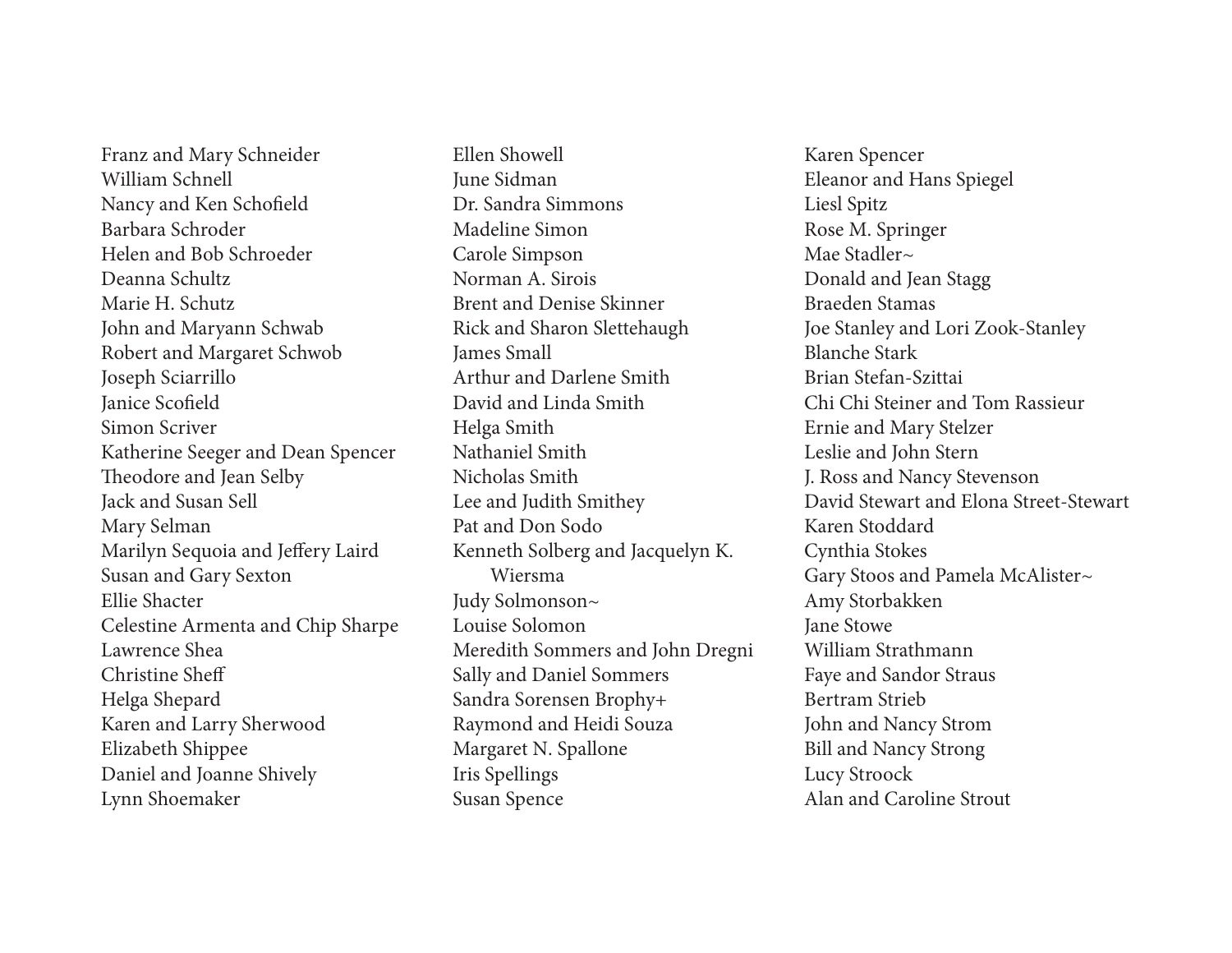Franz and Mary Schneider
William Schnell
Nancy and Ken Schofield
Barbara Schroder
Helen and Bob Schroeder
Deanna Schultz
Marie H. Schutz
John and Maryann Schwab
Robert and Margaret Schwob
Joseph Sciarrillo
Janice Scofield
Simon Scriver
Katherine Seeger and Dean Spencer
Theodore and Jean Selby
Jack and Susan Sell
Mary Selman
Marilyn Sequoia and Jeffery Laird
Susan and Gary Sexton
Ellie Shacter
Celestine Armenta and Chip Sharpe
Lawrence Shea
Christine Sheff
Helga Shepard
Karen and Larry Sherwood
Elizabeth Shippee
Daniel and Joanne Shively
Lynn Shoemaker
Ellen Showell
June Sidman
Dr. Sandra Simmons
Madeline Simon
Carole Simpson
Norman A. Sirois
Brent and Denise Skinner
Rick and Sharon Slettehaugh
James Small
Arthur and Darlene Smith
David and Linda Smith
Helga Smith
Nathaniel Smith
Nicholas Smith
Lee and Judith Smithey
Pat and Don Sodo
Kenneth Solberg and Jacquelyn K. Wiersma
Judy Solmonson~
Louise Solomon
Meredith Sommers and John Dregni
Sally and Daniel Sommers
Sandra Sorensen Brophy+
Raymond and Heidi Souza
Margaret N. Spallone
Iris Spellings
Susan Spence
Karen Spencer
Eleanor and Hans Spiegel
Liesl Spitz
Rose M. Springer
Mae Stadler~
Donald and Jean Stagg
Braeden Stamas
Joe Stanley and Lori Zook-Stanley
Blanche Stark
Brian Stefan-Szittai
Chi Chi Steiner and Tom Rassieur
Ernie and Mary Stelzer
Leslie and John Stern
J. Ross and Nancy Stevenson
David Stewart and Elona Street-Stewart
Karen Stoddard
Cynthia Stokes
Gary Stoos and Pamela McAlister~
Amy Storbakken
Jane Stowe
William Strathmann
Faye and Sandor Straus
Bertram Strieb
John and Nancy Strom
Bill and Nancy Strong
Lucy Stroock
Alan and Caroline Strout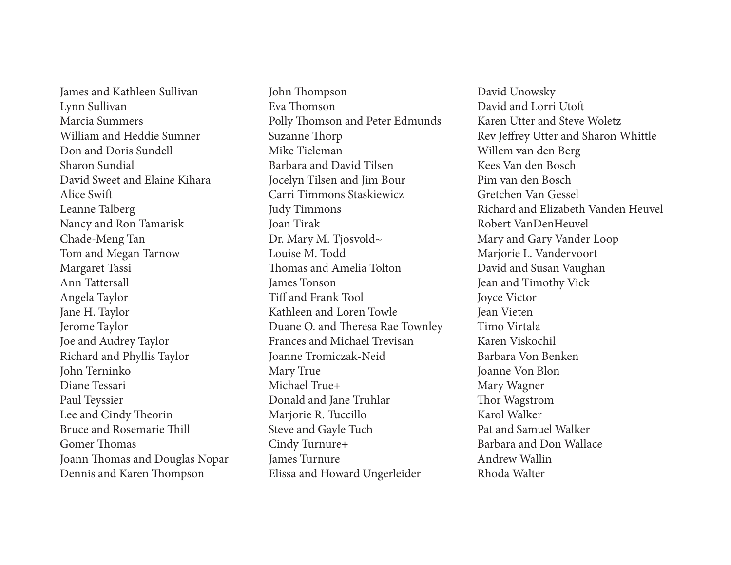James and Kathleen Sullivan
Lynn Sullivan
Marcia Summers
William and Heddie Sumner
Don and Doris Sundell
Sharon Sundial
David Sweet and Elaine Kihara
Alice Swift
Leanne Talberg
Nancy and Ron Tamarisk
Chade-Meng Tan
Tom and Megan Tarnow
Margaret Tassi
Ann Tattersall
Angela Taylor
Jane H. Taylor
Jerome Taylor
Joe and Audrey Taylor
Richard and Phyllis Taylor
John Terninko
Diane Tessari
Paul Teyssier
Lee and Cindy Theorin
Bruce and Rosemarie Thill
Gomer Thomas
Joann Thomas and Douglas Nopar
Dennis and Karen Thompson
John Thompson
Eva Thomson
Polly Thomson and Peter Edmunds
Suzanne Thorp
Mike Tieleman
Barbara and David Tilsen
Jocelyn Tilsen and Jim Bour
Carri Timmons Staskiewicz
Judy Timmons
Joan Tirak
Dr. Mary M. Tjosvold~
Louise M. Todd
Thomas and Amelia Tolton
James Tonson
Tiff and Frank Tool
Kathleen and Loren Towle
Duane O. and Theresa Rae Townley
Frances and Michael Trevisan
Joanne Tromiczak-Neid
Mary True
Michael True+
Donald and Jane Truhlar
Marjorie R. Tuccillo
Steve and Gayle Tuch
Cindy Turnure+
James Turnure
Elissa and Howard Ungerleider
David Unowsky
David and Lorri Utoft
Karen Utter and Steve Woletz
Rev Jeffrey Utter and Sharon Whittle
Willem van den Berg
Kees Van den Bosch
Pim van den Bosch
Gretchen Van Gessel
Richard and Elizabeth Vanden Heuvel
Robert VanDenHeuvel
Mary and Gary Vander Loop
Marjorie L. Vandervoort
David and Susan Vaughan
Jean and Timothy Vick
Joyce Victor
Jean Vieten
Timo Virtala
Karen Viskochil
Barbara Von Benken
Joanne Von Blon
Mary Wagner
Thor Wagstrom
Karol Walker
Pat and Samuel Walker
Barbara and Don Wallace
Andrew Wallin
Rhoda Walter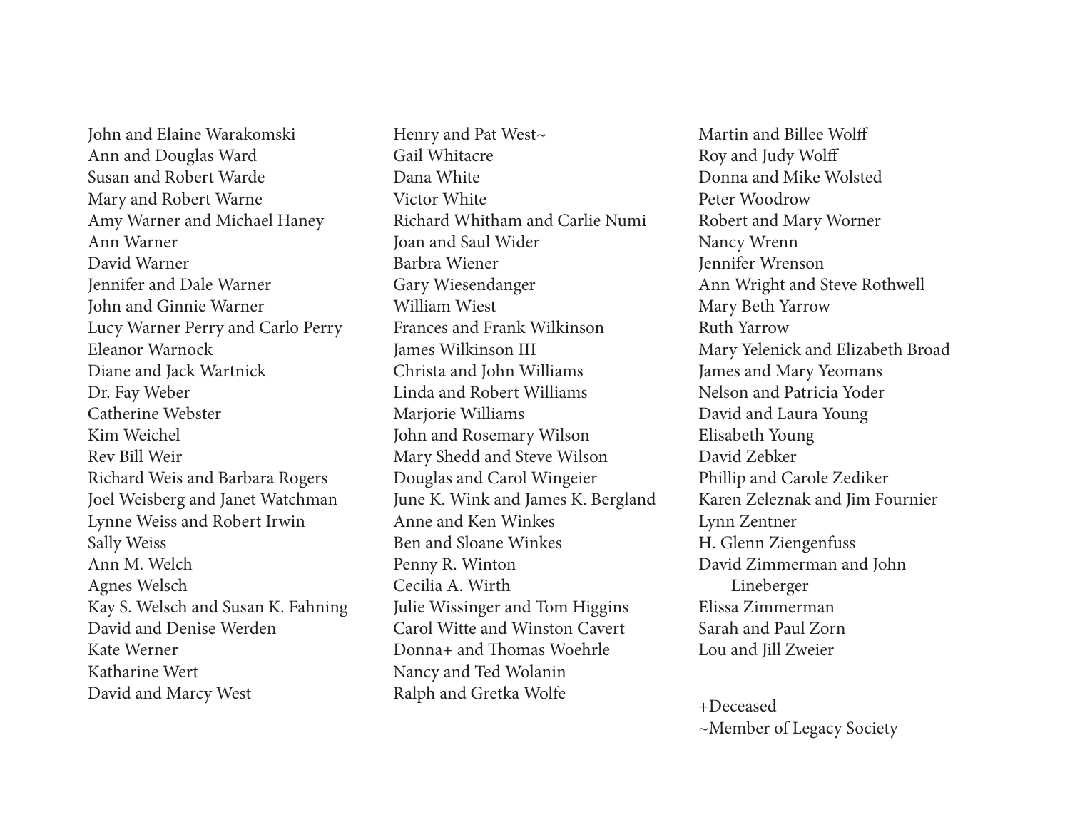John and Elaine Warakomski
Ann and Douglas Ward
Susan and Robert Warde
Mary and Robert Warne
Amy Warner and Michael Haney
Ann Warner
David Warner
Jennifer and Dale Warner
John and Ginnie Warner
Lucy Warner Perry and Carlo Perry
Eleanor Warnock
Diane and Jack Wartnick
Dr. Fay Weber
Catherine Webster
Kim Weichel
Rev Bill Weir
Richard Weis and Barbara Rogers
Joel Weisberg and Janet Watchman
Lynne Weiss and Robert Irwin
Sally Weiss
Ann M. Welch
Agnes Welsch
Kay S. Welsch and Susan K. Fahning
David and Denise Werden
Kate Werner
Katharine Wert
David and Marcy West
Henry and Pat West~
Gail Whitacre
Dana White
Victor White
Richard Whitham and Carlie Numi
Joan and Saul Wider
Barbra Wiener
Gary Wiesendanger
William Wiest
Frances and Frank Wilkinson
James Wilkinson III
Christa and John Williams
Linda and Robert Williams
Marjorie Williams
John and Rosemary Wilson
Mary Shedd and Steve Wilson
Douglas and Carol Wingeier
June K. Wink and James K. Bergland
Anne and Ken Winkes
Ben and Sloane Winkes
Penny R. Winton
Cecilia A. Wirth
Julie Wissinger and Tom Higgins
Carol Witte and Winston Cavert
Donna+ and Thomas Woehrle
Nancy and Ted Wolanin
Ralph and Gretka Wolfe
Martin and Billee Wolff
Roy and Judy Wolff
Donna and Mike Wolsted
Peter Woodrow
Robert and Mary Worner
Nancy Wrenn
Jennifer Wrenson
Ann Wright and Steve Rothwell
Mary Beth Yarrow
Ruth Yarrow
Mary Yelenick and Elizabeth Broad
James and Mary Yeomans
Nelson and Patricia Yoder
David and Laura Young
Elisabeth Young
David Zebker
Phillip and Carole Zediker
Karen Zeleznak and Jim Fournier
Lynn Zentner
H. Glenn Ziengenfuss
David Zimmerman and John Lineberger
Elissa Zimmerman
Sarah and Paul Zorn
Lou and Jill Zweier

+Deceased
~Member of Legacy Society